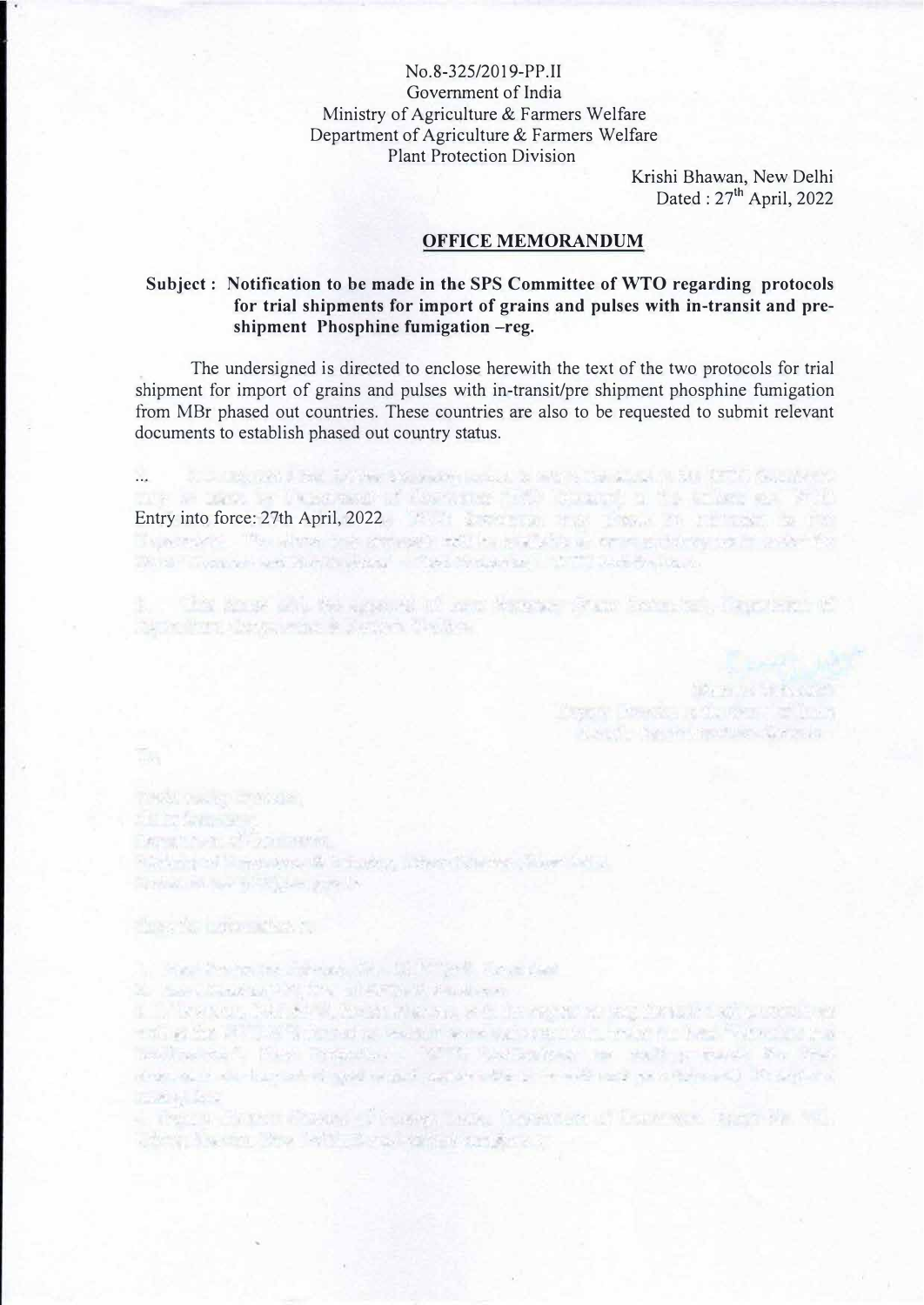No.8-325/2019-PP.II
Government of India
Ministry of Agriculture & Farmers Welfare
Department of Agriculture & Farmers Welfare
Plant Protection Division

Krishi Bhawan, New Delhi
Dated : 27th April, 2022

## OFFICE MEMORANDUM

**Subject : Notification to be made in the SPS Committee of WTO regarding protocols for trial shipments for import of grains and pulses with in-transit and pre-shipment Phosphine fumigation –reg.**

The undersigned is directed to enclose herewith the text of the two protocols for trial shipment for import of grains and pulses with in-transit/pre shipment phosphine fumigation from MBr phased out countries. These countries are also to be requested to submit relevant documents to establish phased out country status.

...

Entry into force: 27th April, 2022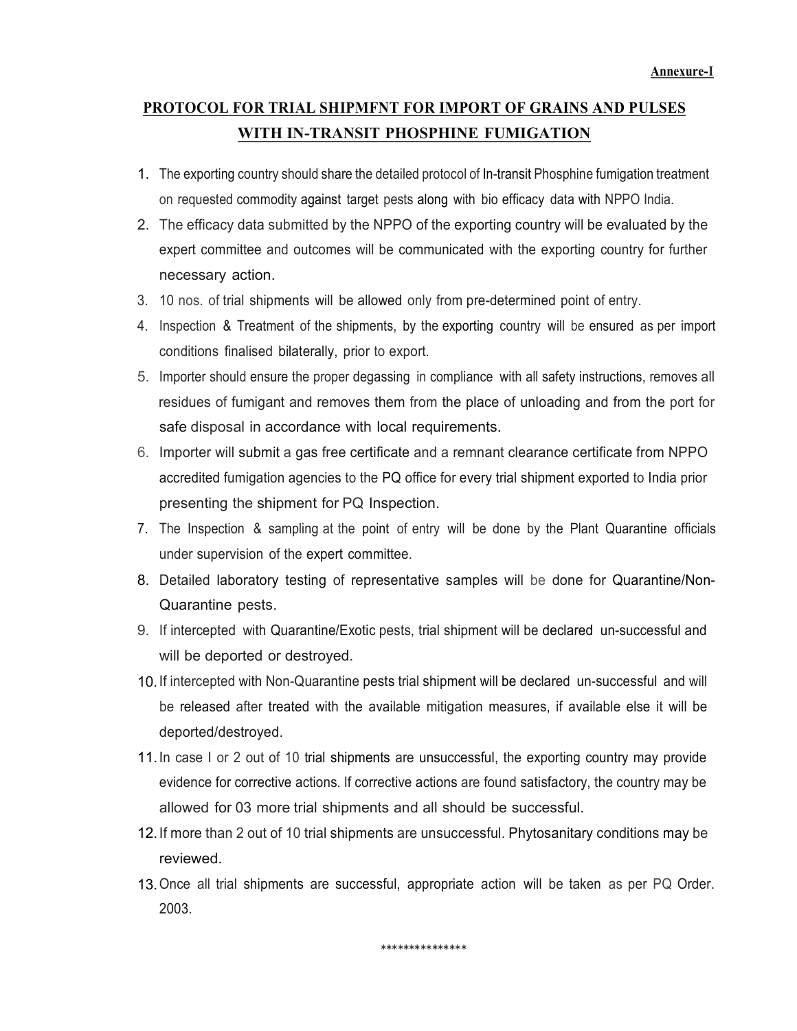**Annexure-I**

## PROTOCOL FOR TRIAL SHIPMFNT FOR IMPORT OF GRAINS AND PULSES WITH IN-TRANSIT PHOSPHINE FUMIGATION

1. The exporting country should share the detailed protocol of In-transit Phosphine fumigation treatment on requested commodity against target pests along with bio efficacy data with NPPO India.
2. The efficacy data submitted by the NPPO of the exporting country will be evaluated by the expert committee and outcomes will be communicated with the exporting country for further necessary action.
3. 10 nos. of trial shipments will be allowed only from pre-determined point of entry.
4. Inspection & Treatment of the shipments, by the exporting country will be ensured as per import conditions finalised bilaterally, prior to export.
5. Importer should ensure the proper degassing in compliance with all safety instructions, removes all residues of fumigant and removes them from the place of unloading and from the port for safe disposal in accordance with local requirements.
6. Importer will submit a gas free certificate and a remnant clearance certificate from NPPO accredited fumigation agencies to the PQ office for every trial shipment exported to India prior presenting the shipment for PQ Inspection.
7. The Inspection & sampling at the point of entry will be done by the Plant Quarantine officials under supervision of the expert committee.
8. Detailed laboratory testing of representative samples will be done for Quarantine/Non-Quarantine pests.
9. If intercepted with Quarantine/Exotic pests, trial shipment will be declared un-successful and will be deported or destroyed.
10. If intercepted with Non-Quarantine pests trial shipment will be declared un-successful and will be released after treated with the available mitigation measures, if available else it will be deported/destroyed.
11. In case I or 2 out of 10 trial shipments are unsuccessful, the exporting country may provide evidence for corrective actions. If corrective actions are found satisfactory, the country may be allowed for 03 more trial shipments and all should be successful.
12. If more than 2 out of 10 trial shipments are unsuccessful. Phytosanitary conditions may be reviewed.
13. Once all trial shipments are successful, appropriate action will be taken as per PQ Order. 2003.

***************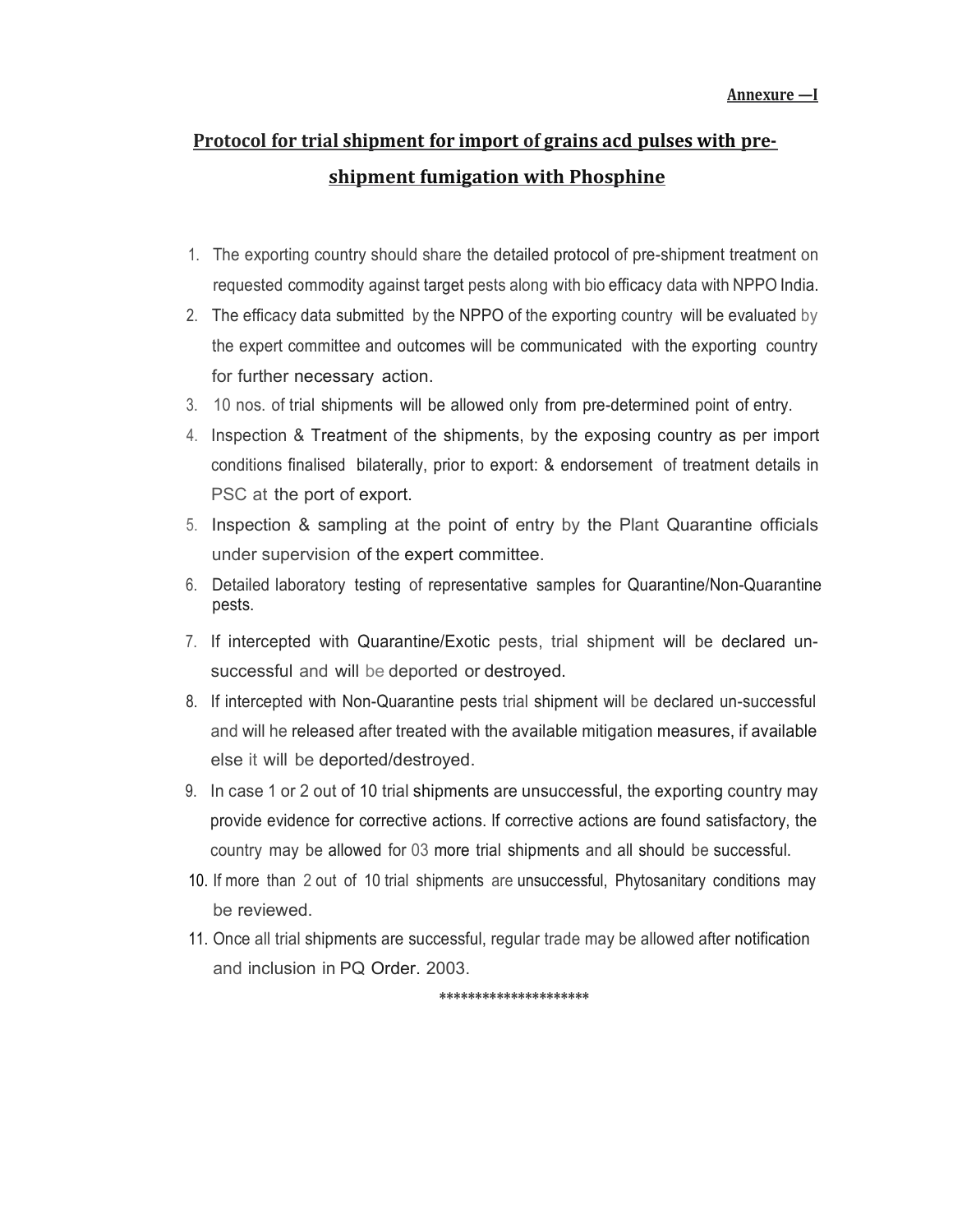**Annexure —I**

## Protocol for trial shipment for import of grains acd pulses with pre-shipment fumigation with Phosphine

1. The exporting country should share the detailed protocol of pre-shipment treatment on requested commodity against target pests along with bio efficacy data with NPPO India.
2. The efficacy data submitted by the NPPO of the exporting country will be evaluated by the expert committee and outcomes will be communicated with the exporting country for further necessary action.
3. 10 nos. of trial shipments will be allowed only from pre-determined point of entry.
4. Inspection & Treatment of the shipments, by the exposing country as per import conditions finalised bilaterally, prior to export: & endorsement of treatment details in PSC at the port of export.
5. Inspection & sampling at the point of entry by the Plant Quarantine officials under supervision of the expert committee.
6. Detailed laboratory testing of representative samples for Quarantine/Non-Quarantine pests.
7. If intercepted with Quarantine/Exotic pests, trial shipment will be declared un-successful and will be deported or destroyed.
8. If intercepted with Non-Quarantine pests trial shipment will be declared un-successful and will he released after treated with the available mitigation measures, if available else it will be deported/destroyed.
9. In case 1 or 2 out of 10 trial shipments are unsuccessful, the exporting country may provide evidence for corrective actions. If corrective actions are found satisfactory, the country may be allowed for 03 more trial shipments and all should be successful.
10. If more than 2 out of 10 trial shipments are unsuccessful, Phytosanitary conditions may be reviewed.
11. Once all trial shipments are successful, regular trade may be allowed after notification and inclusion in PQ Order. 2003.

********************